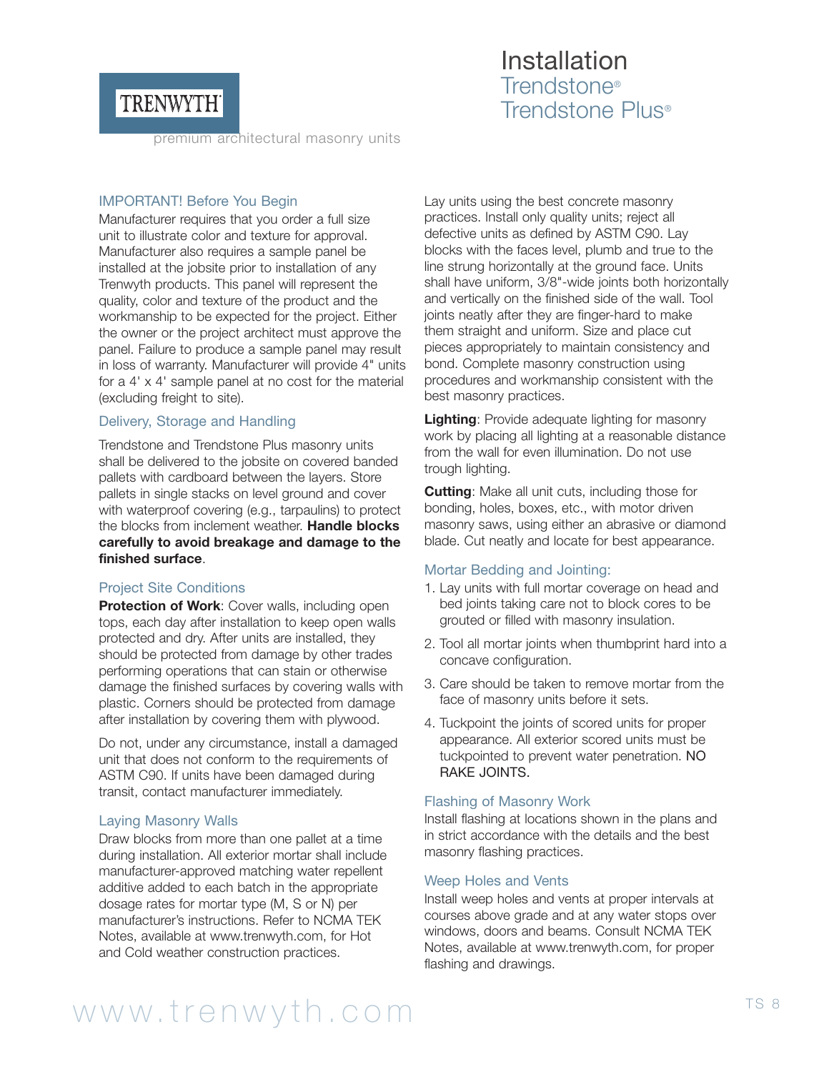TRENWYTH

premium architectural masonry units

# Installation
## Trendstone®
## Trendstone Plus®

### IMPORTANT! Before You Begin

Manufacturer requires that you order a full size unit to illustrate color and texture for approval. Manufacturer also requires a sample panel be installed at the jobsite prior to installation of any Trenwyth products. This panel will represent the quality, color and texture of the product and the workmanship to be expected for the project. Either the owner or the project architect must approve the panel. Failure to produce a sample panel may result in loss of warranty. Manufacturer will provide 4" units for a 4' x 4' sample panel at no cost for the material (excluding freight to site).

### Delivery, Storage and Handling

Trendstone and Trendstone Plus masonry units shall be delivered to the jobsite on covered banded pallets with cardboard between the layers. Store pallets in single stacks on level ground and cover with waterproof covering (e.g., tarpaulins) to protect the blocks from inclement weather. **Handle blocks carefully to avoid breakage and damage to the finished surface**.

### Project Site Conditions

**Protection of Work**: Cover walls, including open tops, each day after installation to keep open walls protected and dry. After units are installed, they should be protected from damage by other trades performing operations that can stain or otherwise damage the finished surfaces by covering walls with plastic. Corners should be protected from damage after installation by covering them with plywood.

Do not, under any circumstance, install a damaged unit that does not conform to the requirements of ASTM C90. If units have been damaged during transit, contact manufacturer immediately.

### Laying Masonry Walls

Draw blocks from more than one pallet at a time during installation. All exterior mortar shall include manufacturer-approved matching water repellent additive added to each batch in the appropriate dosage rates for mortar type (M, S or N) per manufacturer's instructions. Refer to NCMA TEK Notes, available at www.trenwyth.com, for Hot and Cold weather construction practices.

Lay units using the best concrete masonry practices. Install only quality units; reject all defective units as defined by ASTM C90. Lay blocks with the faces level, plumb and true to the line strung horizontally at the ground face. Units shall have uniform, 3/8"-wide joints both horizontally and vertically on the finished side of the wall. Tool joints neatly after they are finger-hard to make them straight and uniform. Size and place cut pieces appropriately to maintain consistency and bond. Complete masonry construction using procedures and workmanship consistent with the best masonry practices.

**Lighting**: Provide adequate lighting for masonry work by placing all lighting at a reasonable distance from the wall for even illumination. Do not use trough lighting.

**Cutting**: Make all unit cuts, including those for bonding, holes, boxes, etc., with motor driven masonry saws, using either an abrasive or diamond blade. Cut neatly and locate for best appearance.

### Mortar Bedding and Jointing:

1. Lay units with full mortar coverage on head and bed joints taking care not to block cores to be grouted or filled with masonry insulation.
2. Tool all mortar joints when thumbprint hard into a concave configuration.
3. Care should be taken to remove mortar from the face of masonry units before it sets.
4. Tuckpoint the joints of scored units for proper appearance. All exterior scored units must be tuckpointed to prevent water penetration. NO RAKE JOINTS.

### Flashing of Masonry Work

Install flashing at locations shown in the plans and in strict accordance with the details and the best masonry flashing practices.

### Weep Holes and Vents

Install weep holes and vents at proper intervals at courses above grade and at any water stops over windows, doors and beams. Consult NCMA TEK Notes, available at www.trenwyth.com, for proper flashing and drawings.

www.trenwyth.com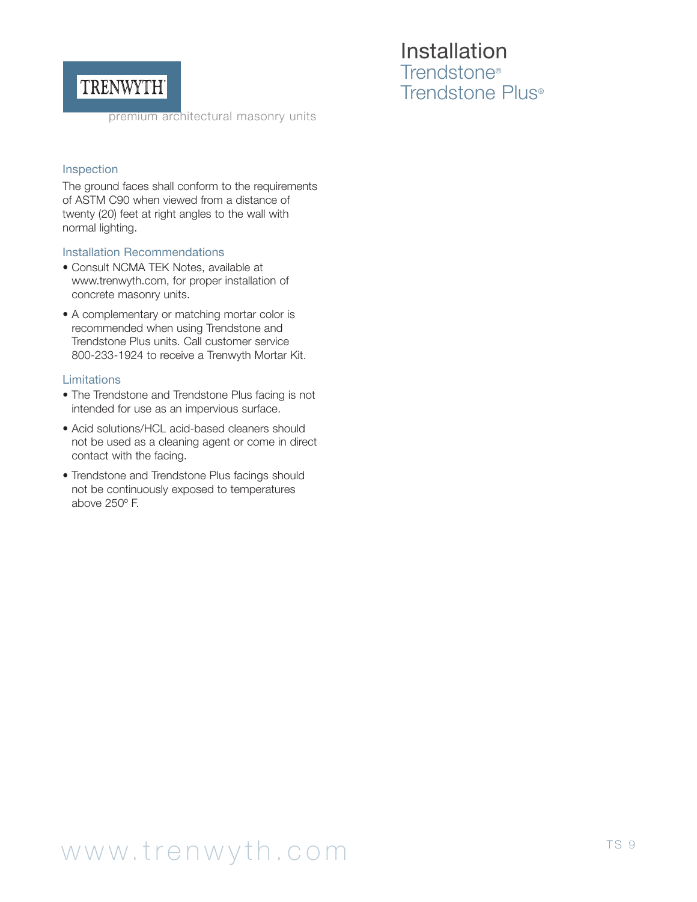# Installation
## Trendstone®
## Trendstone Plus®

TRENWYTH®

premium architectural masonry units

### Inspection

The ground faces shall conform to the requirements of ASTM C90 when viewed from a distance of twenty (20) feet at right angles to the wall with normal lighting.

### Installation Recommendations

- Consult NCMA TEK Notes, available at www.trenwyth.com, for proper installation of concrete masonry units.
- A complementary or matching mortar color is recommended when using Trendstone and Trendstone Plus units. Call customer service 800-233-1924 to receive a Trenwyth Mortar Kit.

### Limitations

- The Trendstone and Trendstone Plus facing is not intended for use as an impervious surface.
- Acid solutions/HCL acid-based cleaners should not be used as a cleaning agent or come in direct contact with the facing.
- Trendstone and Trendstone Plus facings should not be continuously exposed to temperatures above 250º F.

www.trenwyth.com